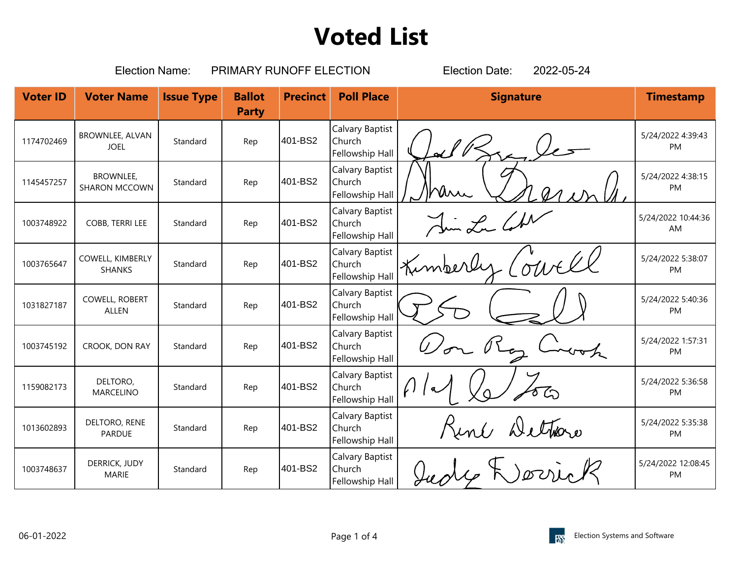# Voted List

Election Name: PRIMARY RUNOFF ELECTION Election Date: 2022-05-24

| Voter ID | Voter Name | Issue Type | Ballot Party | Precinct | Poll Place | Signature | Timestamp |
|---|---|---|---|---|---|---|---|
| 1174702469 | BROWNLEE, ALVAN JOEL | Standard | Rep | 401-BS2 | Calvary Baptist Church Fellowship Hall | | 5/24/2022 4:39:43 PM |
| 1145457257 | BROWNLEE, SHARON MCCOWN | Standard | Rep | 401-BS2 | Calvary Baptist Church Fellowship Hall | | 5/24/2022 4:38:15 PM |
| 1003748922 | COBB, TERRI LEE | Standard | Rep | 401-BS2 | Calvary Baptist Church Fellowship Hall | | 5/24/2022 10:44:36 AM |
| 1003765647 | COWELL, KIMBERLY SHANKS | Standard | Rep | 401-BS2 | Calvary Baptist Church Fellowship Hall | | 5/24/2022 5:38:07 PM |
| 1031827187 | COWELL, ROBERT ALLEN | Standard | Rep | 401-BS2 | Calvary Baptist Church Fellowship Hall | | 5/24/2022 5:40:36 PM |
| 1003745192 | CROOK, DON RAY | Standard | Rep | 401-BS2 | Calvary Baptist Church Fellowship Hall | | 5/24/2022 1:57:31 PM |
| 1159082173 | DELTORO, MARCELINO | Standard | Rep | 401-BS2 | Calvary Baptist Church Fellowship Hall | | 5/24/2022 5:36:58 PM |
| 1013602893 | DELTORO, RENE PARDUE | Standard | Rep | 401-BS2 | Calvary Baptist Church Fellowship Hall | | 5/24/2022 5:35:38 PM |
| 1003748637 | DERRICK, JUDY MARIE | Standard | Rep | 401-BS2 | Calvary Baptist Church Fellowship Hall | | 5/24/2022 12:08:45 PM |

06-01-2022

Election Systems and Software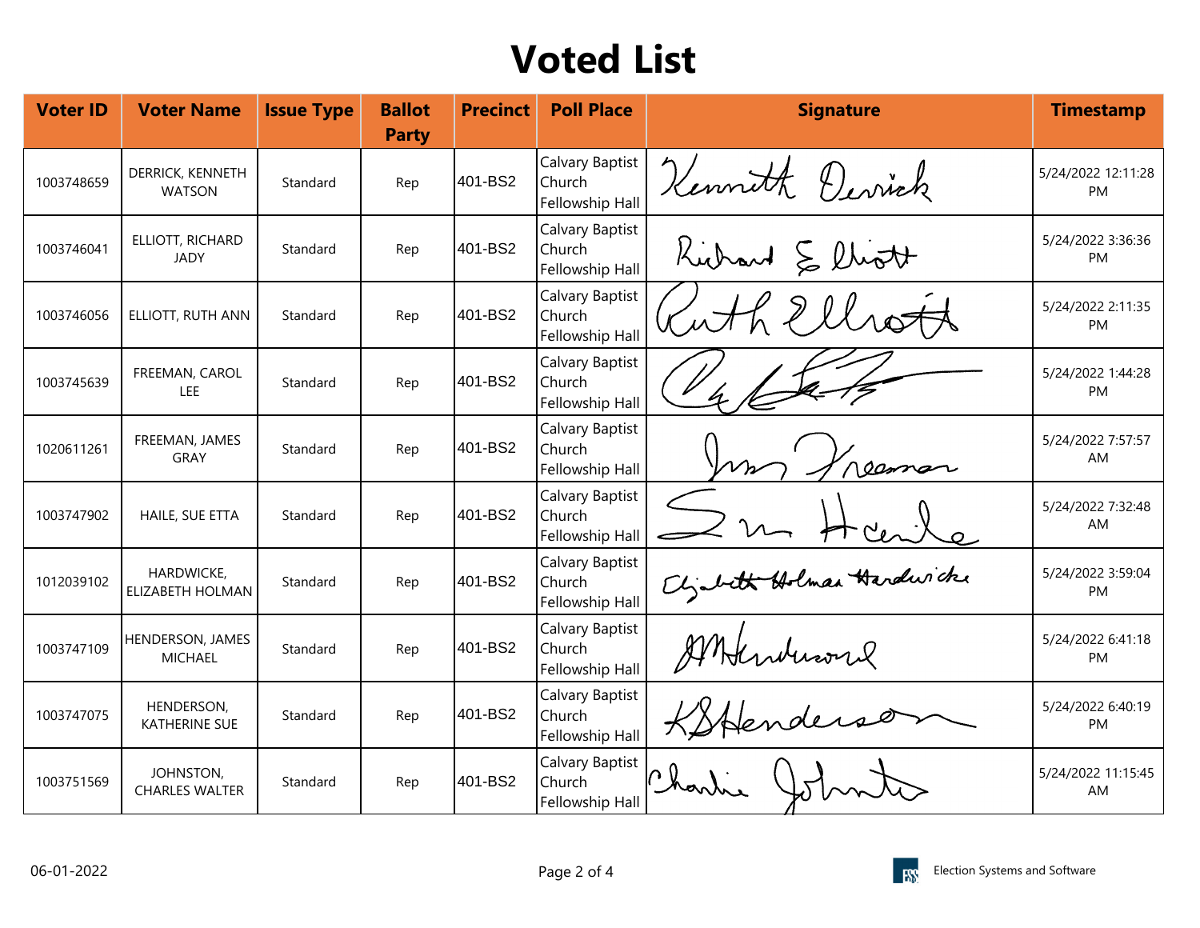# Voted List

| Voter ID | Voter Name | Issue Type | Ballot Party | Precinct | Poll Place | Signature | Timestamp |
|---|---|---|---|---|---|---|---|
| 1003748659 | DERRICK, KENNETH WATSON | Standard | Rep | 401-BS2 | Calvary Baptist Church Fellowship Hall | Kenneth Derrick | 5/24/2022 12:11:28 PM |
| 1003746041 | ELLIOTT, RICHARD JADY | Standard | Rep | 401-BS2 | Calvary Baptist Church Fellowship Hall | Richard E Elliott | 5/24/2022 3:36:36 PM |
| 1003746056 | ELLIOTT, RUTH ANN | Standard | Rep | 401-BS2 | Calvary Baptist Church Fellowship Hall | Ruth Elliott | 5/24/2022 2:11:35 PM |
| 1003745639 | FREEMAN, CAROL LEE | Standard | Rep | 401-BS2 | Calvary Baptist Church Fellowship Hall | | 5/24/2022 1:44:28 PM |
| 1020611261 | FREEMAN, JAMES GRAY | Standard | Rep | 401-BS2 | Calvary Baptist Church Fellowship Hall | Jim Freeman | 5/24/2022 7:57:57 AM |
| 1003747902 | HAILE, SUE ETTA | Standard | Rep | 401-BS2 | Calvary Baptist Church Fellowship Hall | S M Haile | 5/24/2022 7:32:48 AM |
| 1012039102 | HARDWICKE, ELIZABETH HOLMAN | Standard | Rep | 401-BS2 | Calvary Baptist Church Fellowship Hall | Elizabeth Holman Hardwicke | 5/24/2022 3:59:04 PM |
| 1003747109 | HENDERSON, JAMES MICHAEL | Standard | Rep | 401-BS2 | Calvary Baptist Church Fellowship Hall | JMHenderson | 5/24/2022 6:41:18 PM |
| 1003747075 | HENDERSON, KATHERINE SUE | Standard | Rep | 401-BS2 | Calvary Baptist Church Fellowship Hall | KSHenderson | 5/24/2022 6:40:19 PM |
| 1003751569 | JOHNSTON, CHARLES WALTER | Standard | Rep | 401-BS2 | Calvary Baptist Church Fellowship Hall | Charlie Johnston | 5/24/2022 11:15:45 AM |

06-01-2022

Election Systems and Software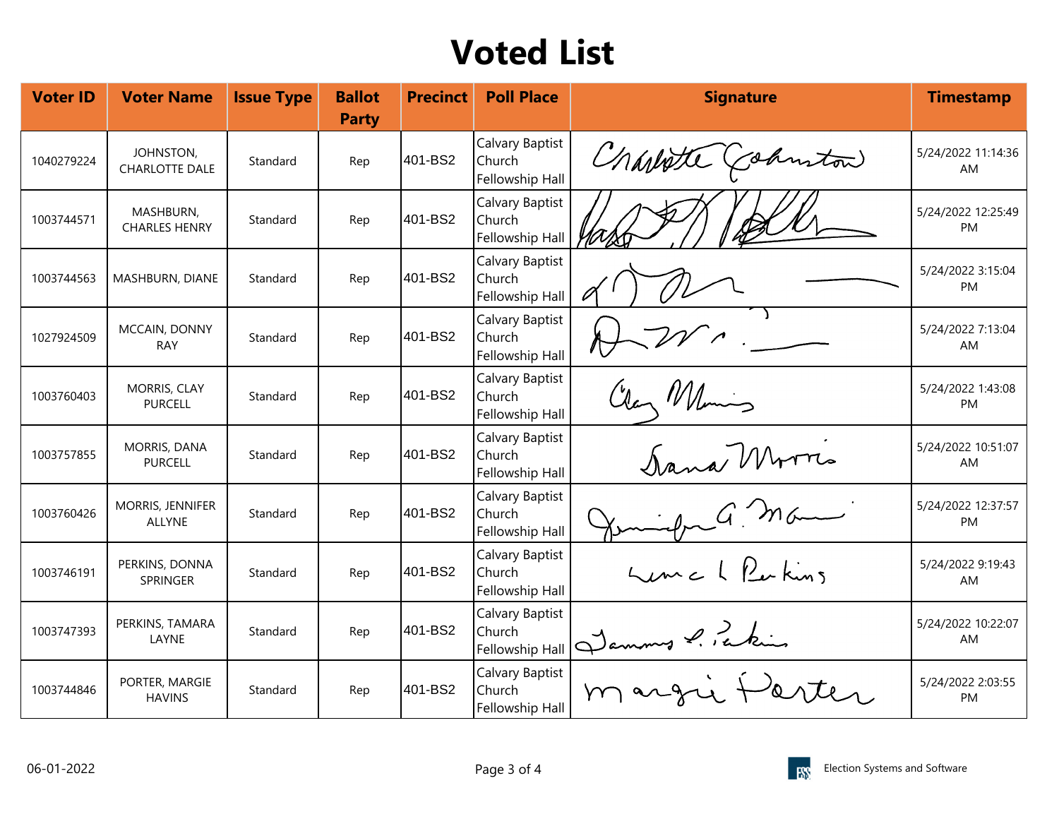# Voted List

| Voter ID | Voter Name | Issue Type | Ballot Party | Precinct | Poll Place | Signature | Timestamp |
|---|---|---|---|---|---|---|---|
| 1040279224 | JOHNSTON, CHARLOTTE DALE | Standard | Rep | 401-BS2 | Calvary Baptist Church Fellowship Hall | | 5/24/2022 11:14:36 AM |
| 1003744571 | MASHBURN, CHARLES HENRY | Standard | Rep | 401-BS2 | Calvary Baptist Church Fellowship Hall | | 5/24/2022 12:25:49 PM |
| 1003744563 | MASHBURN, DIANE | Standard | Rep | 401-BS2 | Calvary Baptist Church Fellowship Hall | | 5/24/2022 3:15:04 PM |
| 1027924509 | MCCAIN, DONNY RAY | Standard | Rep | 401-BS2 | Calvary Baptist Church Fellowship Hall | | 5/24/2022 7:13:04 AM |
| 1003760403 | MORRIS, CLAY PURCELL | Standard | Rep | 401-BS2 | Calvary Baptist Church Fellowship Hall | | 5/24/2022 1:43:08 PM |
| 1003757855 | MORRIS, DANA PURCELL | Standard | Rep | 401-BS2 | Calvary Baptist Church Fellowship Hall | | 5/24/2022 10:51:07 AM |
| 1003760426 | MORRIS, JENNIFER ALLYNE | Standard | Rep | 401-BS2 | Calvary Baptist Church Fellowship Hall | | 5/24/2022 12:37:57 PM |
| 1003746191 | PERKINS, DONNA SPRINGER | Standard | Rep | 401-BS2 | Calvary Baptist Church Fellowship Hall | | 5/24/2022 9:19:43 AM |
| 1003747393 | PERKINS, TAMARA LAYNE | Standard | Rep | 401-BS2 | Calvary Baptist Church Fellowship Hall | | 5/24/2022 10:22:07 AM |
| 1003744846 | PORTER, MARGIE HAVINS | Standard | Rep | 401-BS2 | Calvary Baptist Church Fellowship Hall | | 5/24/2022 2:03:55 PM |

06-01-2022

Election Systems and Software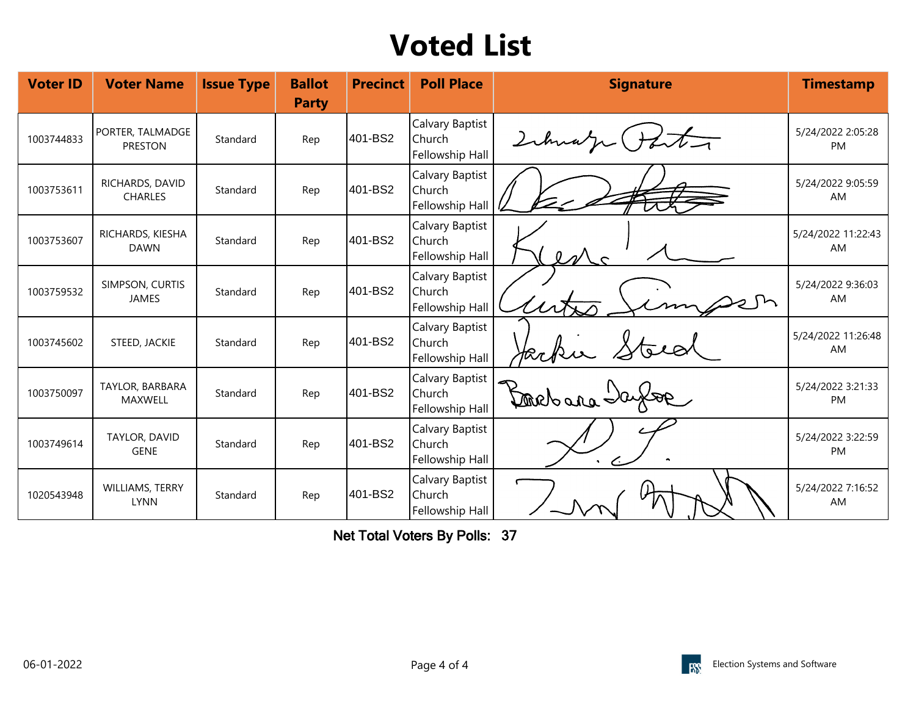# Voted List

| Voter ID | Voter Name | Issue Type | Ballot Party | Precinct | Poll Place | Signature | Timestamp |
|---|---|---|---|---|---|---|---|
| 1003744833 | PORTER, TALMADGE PRESTON | Standard | Rep | 401-BS2 | Calvary Baptist Church Fellowship Hall | | 5/24/2022 2:05:28 PM |
| 1003753611 | RICHARDS, DAVID CHARLES | Standard | Rep | 401-BS2 | Calvary Baptist Church Fellowship Hall | | 5/24/2022 9:05:59 AM |
| 1003753607 | RICHARDS, KIESHA DAWN | Standard | Rep | 401-BS2 | Calvary Baptist Church Fellowship Hall | | 5/24/2022 11:22:43 AM |
| 1003759532 | SIMPSON, CURTIS JAMES | Standard | Rep | 401-BS2 | Calvary Baptist Church Fellowship Hall | | 5/24/2022 9:36:03 AM |
| 1003745602 | STEED, JACKIE | Standard | Rep | 401-BS2 | Calvary Baptist Church Fellowship Hall | | 5/24/2022 11:26:48 AM |
| 1003750097 | TAYLOR, BARBARA MAXWELL | Standard | Rep | 401-BS2 | Calvary Baptist Church Fellowship Hall | | 5/24/2022 3:21:33 PM |
| 1003749614 | TAYLOR, DAVID GENE | Standard | Rep | 401-BS2 | Calvary Baptist Church Fellowship Hall | | 5/24/2022 3:22:59 PM |
| 1020543948 | WILLIAMS, TERRY LYNN | Standard | Rep | 401-BS2 | Calvary Baptist Church Fellowship Hall | | 5/24/2022 7:16:52 AM |

**Net Total Voters By Polls: 37**

06-01-2022

Election Systems and Software